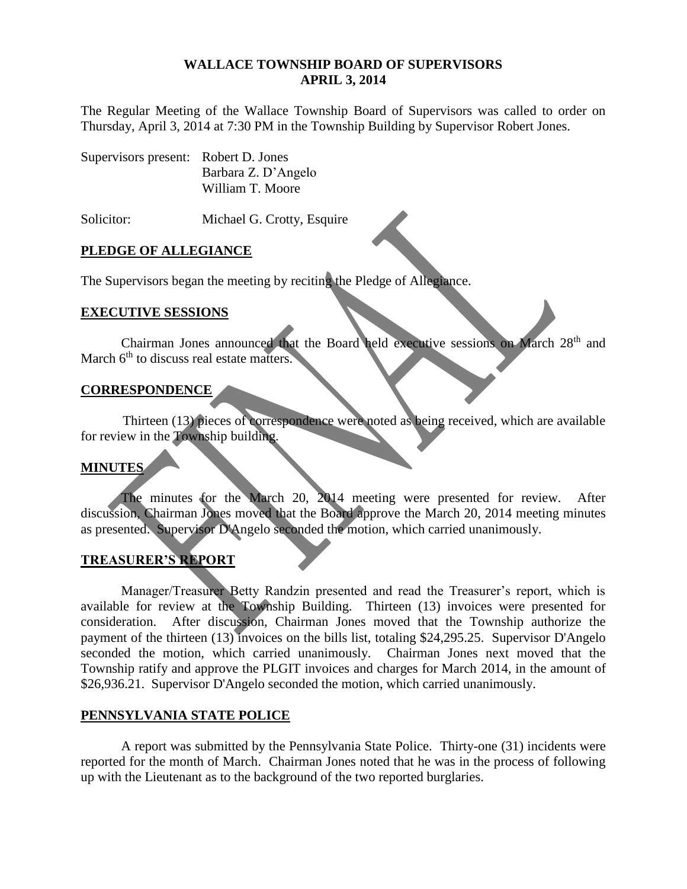# WALLACE TOWNSHIP BOARD OF SUPERVISORS
## APRIL 3, 2014

The Regular Meeting of the Wallace Township Board of Supervisors was called to order on Thursday, April 3, 2014 at 7:30 PM in the Township Building by Supervisor Robert Jones.

Supervisors present: Robert D. Jones
Barbara Z. D'Angelo
William T. Moore

Solicitor: Michael G. Crotty, Esquire

## PLEDGE OF ALLEGIANCE

The Supervisors began the meeting by reciting the Pledge of Allegiance.

## EXECUTIVE SESSIONS

Chairman Jones announced that the Board held executive sessions on March 28th and March 6th to discuss real estate matters.

## CORRESPONDENCE

Thirteen (13) pieces of correspondence were noted as being received, which are available for review in the Township building.

## MINUTES

The minutes for the March 20, 2014 meeting were presented for review. After discussion, Chairman Jones moved that the Board approve the March 20, 2014 meeting minutes as presented. Supervisor D'Angelo seconded the motion, which carried unanimously.

## TREASURER'S REPORT

Manager/Treasurer Betty Randzin presented and read the Treasurer's report, which is available for review at the Township Building. Thirteen (13) invoices were presented for consideration. After discussion, Chairman Jones moved that the Township authorize the payment of the thirteen (13) invoices on the bills list, totaling $24,295.25. Supervisor D'Angelo seconded the motion, which carried unanimously. Chairman Jones next moved that the Township ratify and approve the PLGIT invoices and charges for March 2014, in the amount of $26,936.21. Supervisor D'Angelo seconded the motion, which carried unanimously.

## PENNSYLVANIA STATE POLICE

A report was submitted by the Pennsylvania State Police. Thirty-one (31) incidents were reported for the month of March. Chairman Jones noted that he was in the process of following up with the Lieutenant as to the background of the two reported burglaries.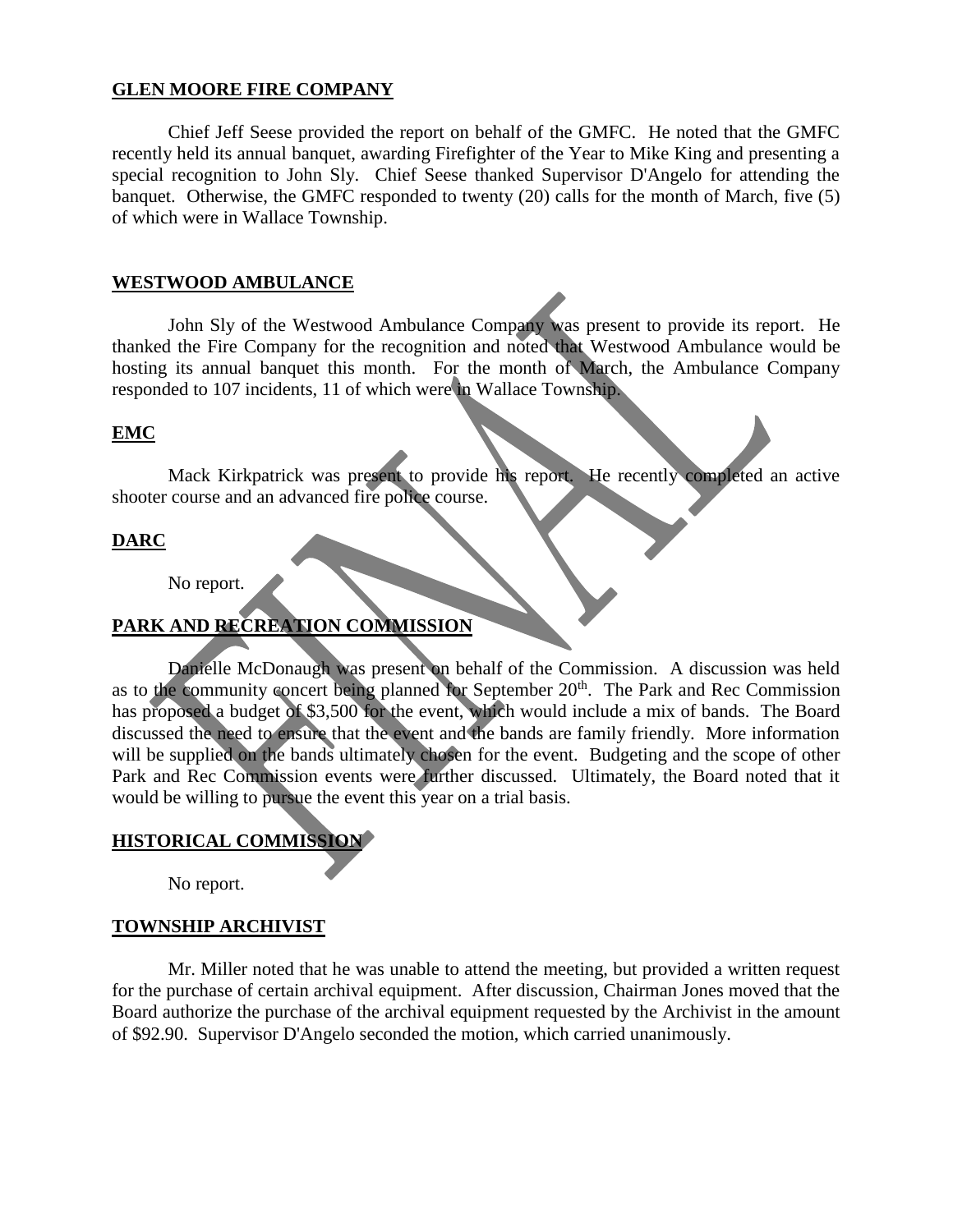## GLEN MOORE FIRE COMPANY

Chief Jeff Seese provided the report on behalf of the GMFC. He noted that the GMFC recently held its annual banquet, awarding Firefighter of the Year to Mike King and presenting a special recognition to John Sly. Chief Seese thanked Supervisor D'Angelo for attending the banquet. Otherwise, the GMFC responded to twenty (20) calls for the month of March, five (5) of which were in Wallace Township.

## WESTWOOD AMBULANCE

John Sly of the Westwood Ambulance Company was present to provide its report. He thanked the Fire Company for the recognition and noted that Westwood Ambulance would be hosting its annual banquet this month. For the month of March, the Ambulance Company responded to 107 incidents, 11 of which were in Wallace Township.

## EMC

Mack Kirkpatrick was present to provide his report. He recently completed an active shooter course and an advanced fire police course.

## DARC

No report.

## PARK AND RECREATION COMMISSION

Danielle McDonaugh was present on behalf of the Commission. A discussion was held as to the community concert being planned for September 20th. The Park and Rec Commission has proposed a budget of $3,500 for the event, which would include a mix of bands. The Board discussed the need to ensure that the event and the bands are family friendly. More information will be supplied on the bands ultimately chosen for the event. Budgeting and the scope of other Park and Rec Commission events were further discussed. Ultimately, the Board noted that it would be willing to pursue the event this year on a trial basis.

## HISTORICAL COMMISSION

No report.

## TOWNSHIP ARCHIVIST

Mr. Miller noted that he was unable to attend the meeting, but provided a written request for the purchase of certain archival equipment. After discussion, Chairman Jones moved that the Board authorize the purchase of the archival equipment requested by the Archivist in the amount of $92.90. Supervisor D'Angelo seconded the motion, which carried unanimously.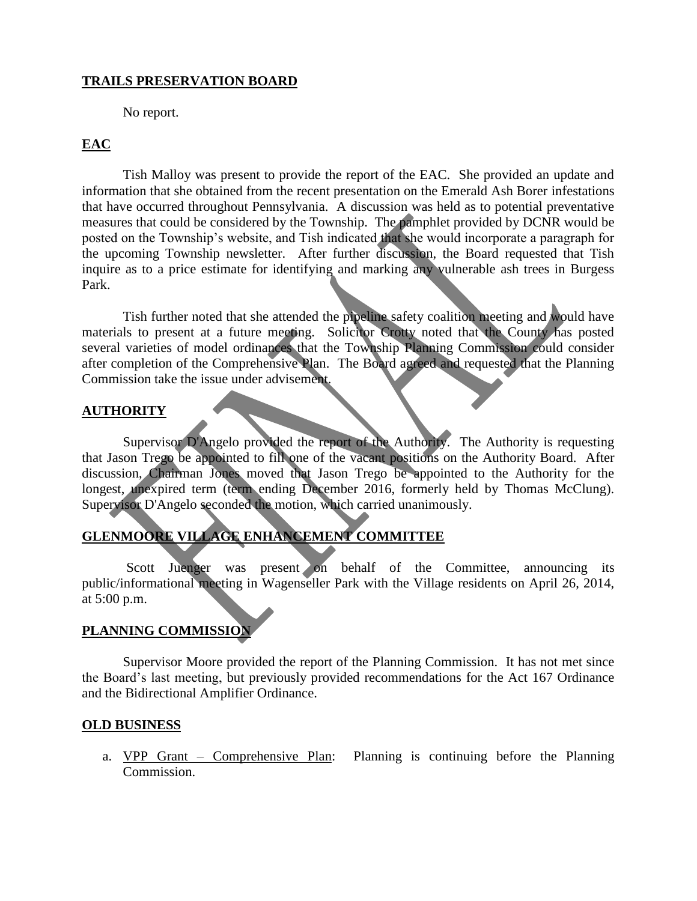## TRAILS PRESERVATION BOARD

No report.

## EAC

Tish Malloy was present to provide the report of the EAC. She provided an update and information that she obtained from the recent presentation on the Emerald Ash Borer infestations that have occurred throughout Pennsylvania. A discussion was held as to potential preventative measures that could be considered by the Township. The pamphlet provided by DCNR would be posted on the Township's website, and Tish indicated that she would incorporate a paragraph for the upcoming Township newsletter. After further discussion, the Board requested that Tish inquire as to a price estimate for identifying and marking any vulnerable ash trees in Burgess Park.

Tish further noted that she attended the pipeline safety coalition meeting and would have materials to present at a future meeting. Solicitor Crotty noted that the County has posted several varieties of model ordinances that the Township Planning Commission could consider after completion of the Comprehensive Plan. The Board agreed and requested that the Planning Commission take the issue under advisement.

## AUTHORITY

Supervisor D'Angelo provided the report of the Authority. The Authority is requesting that Jason Trego be appointed to fill one of the vacant positions on the Authority Board. After discussion, Chairman Jones moved that Jason Trego be appointed to the Authority for the longest, unexpired term (term ending December 2016, formerly held by Thomas McClung). Supervisor D'Angelo seconded the motion, which carried unanimously.

## GLENMOORE VILLAGE ENHANCEMENT COMMITTEE

Scott Juenger was present on behalf of the Committee, announcing its public/informational meeting in Wagenseller Park with the Village residents on April 26, 2014, at 5:00 p.m.

## PLANNING COMMISSION

Supervisor Moore provided the report of the Planning Commission. It has not met since the Board's last meeting, but previously provided recommendations for the Act 167 Ordinance and the Bidirectional Amplifier Ordinance.

## OLD BUSINESS

a. VPP Grant – Comprehensive Plan: Planning is continuing before the Planning Commission.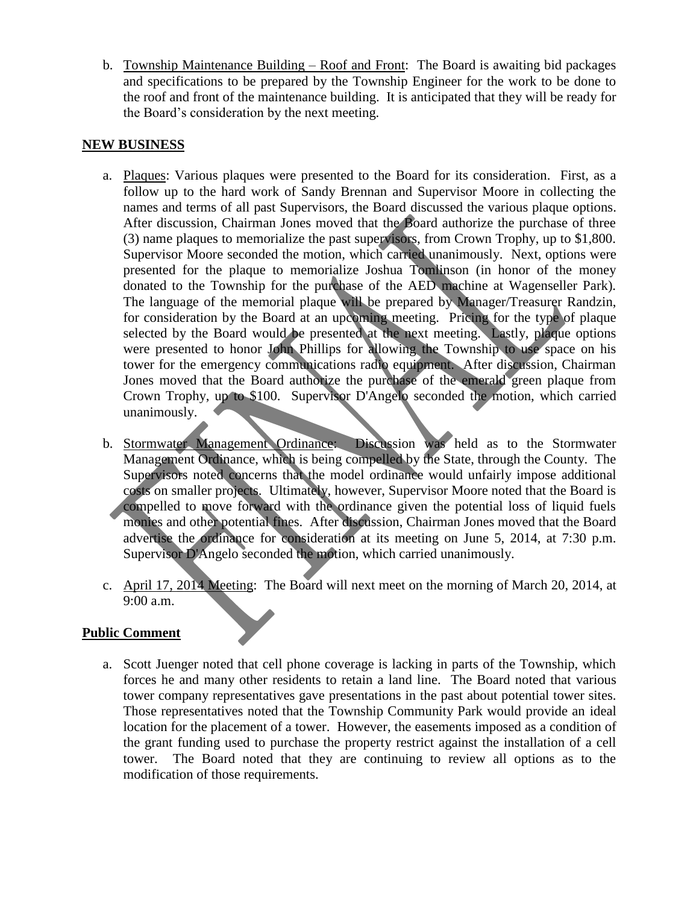b. Township Maintenance Building – Roof and Front: The Board is awaiting bid packages and specifications to be prepared by the Township Engineer for the work to be done to the roof and front of the maintenance building. It is anticipated that they will be ready for the Board's consideration by the next meeting.

## NEW BUSINESS

a. Plaques: Various plaques were presented to the Board for its consideration. First, as a follow up to the hard work of Sandy Brennan and Supervisor Moore in collecting the names and terms of all past Supervisors, the Board discussed the various plaque options. After discussion, Chairman Jones moved that the Board authorize the purchase of three (3) name plaques to memorialize the past supervisors, from Crown Trophy, up to $1,800. Supervisor Moore seconded the motion, which carried unanimously. Next, options were presented for the plaque to memorialize Joshua Tomlinson (in honor of the money donated to the Township for the purchase of the AED machine at Wagenseller Park). The language of the memorial plaque will be prepared by Manager/Treasurer Randzin, for consideration by the Board at an upcoming meeting. Pricing for the type of plaque selected by the Board would be presented at the next meeting. Lastly, plaque options were presented to honor John Phillips for allowing the Township to use space on his tower for the emergency communications radio equipment. After discussion, Chairman Jones moved that the Board authorize the purchase of the emerald green plaque from Crown Trophy, up to $100. Supervisor D'Angelo seconded the motion, which carried unanimously.

b. Stormwater Management Ordinance: Discussion was held as to the Stormwater Management Ordinance, which is being compelled by the State, through the County. The Supervisors noted concerns that the model ordinance would unfairly impose additional costs on smaller projects. Ultimately, however, Supervisor Moore noted that the Board is compelled to move forward with the ordinance given the potential loss of liquid fuels monies and other potential fines. After discussion, Chairman Jones moved that the Board advertise the ordinance for consideration at its meeting on June 5, 2014, at 7:30 p.m. Supervisor D'Angelo seconded the motion, which carried unanimously.

c. April 17, 2014 Meeting: The Board will next meet on the morning of March 20, 2014, at 9:00 a.m.

## Public Comment

a. Scott Juenger noted that cell phone coverage is lacking in parts of the Township, which forces he and many other residents to retain a land line. The Board noted that various tower company representatives gave presentations in the past about potential tower sites. Those representatives noted that the Township Community Park would provide an ideal location for the placement of a tower. However, the easements imposed as a condition of the grant funding used to purchase the property restrict against the installation of a cell tower. The Board noted that they are continuing to review all options as to the modification of those requirements.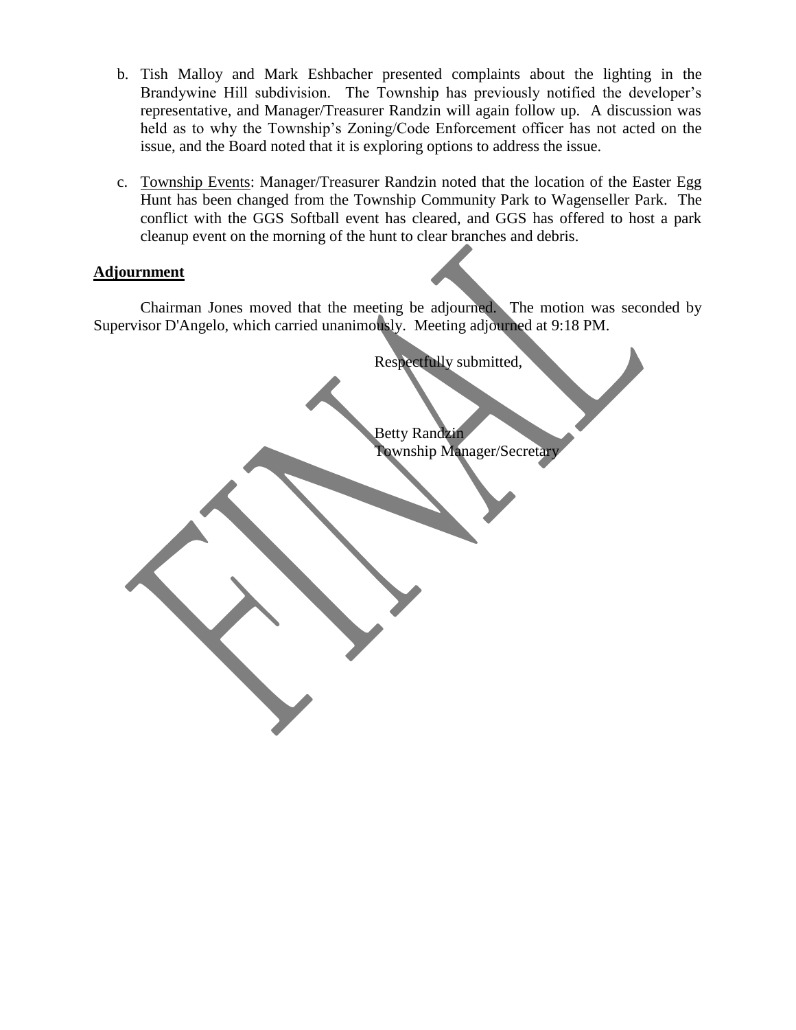b. Tish Malloy and Mark Eshbacher presented complaints about the lighting in the Brandywine Hill subdivision. The Township has previously notified the developer's representative, and Manager/Treasurer Randzin will again follow up. A discussion was held as to why the Township's Zoning/Code Enforcement officer has not acted on the issue, and the Board noted that it is exploring options to address the issue.

c. Township Events: Manager/Treasurer Randzin noted that the location of the Easter Egg Hunt has been changed from the Township Community Park to Wagenseller Park. The conflict with the GGS Softball event has cleared, and GGS has offered to host a park cleanup event on the morning of the hunt to clear branches and debris.

**Adjournment**

Chairman Jones moved that the meeting be adjourned. The motion was seconded by Supervisor D'Angelo, which carried unanimously. Meeting adjourned at 9:18 PM.

Respectfully submitted,

Betty Randzin
Township Manager/Secretary

FINAL